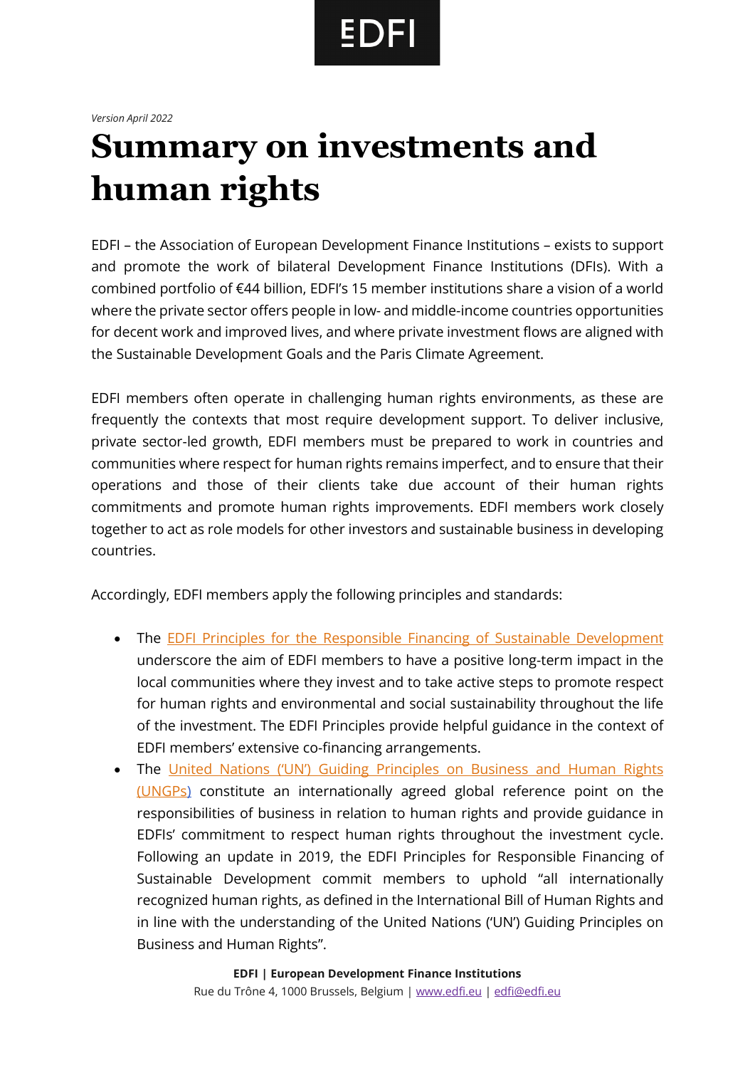*Version April 2022*

# Summary on investments and human rights

EDFI – the Association of European Development Finance Institutions – exists to support and promote the work of bilateral Development Finance Institutions (DFIs). With a combined portfolio of €44 billion, EDFI's 15 member institutions share a vision of a world where the private sector offers people in low- and middle-income countries opportunities for decent work and improved lives, and where private investment flows are aligned with the Sustainable Development Goals and the Paris Climate Agreement.

EDFI members often operate in challenging human rights environments, as these are frequently the contexts that most require development support. To deliver inclusive, private sector-led growth, EDFI members must be prepared to work in countries and communities where respect for human rights remains imperfect, and to ensure that their operations and those of their clients take due account of their human rights commitments and promote human rights improvements. EDFI members work closely together to act as role models for other investors and sustainable business in developing countries.

Accordingly, EDFI members apply the following principles and standards:

- The EDFI Principles for the Responsible Financing of Sustainable Development underscore the aim of EDFI members to have a positive long-term impact in the local communities where they invest and to take active steps to promote respect for human rights and environmental and social sustainability throughout the life of the investment. The EDFI Principles provide helpful guidance in the context of EDFI members' extensive co-financing arrangements.
- The United Nations ('UN') Guiding Principles on Business and Human Rights (UNGPs) constitute an internationally agreed global reference point on the responsibilities of business in relation to human rights and provide guidance in EDFIs' commitment to respect human rights throughout the investment cycle. Following an update in 2019, the EDFI Principles for Responsible Financing of Sustainable Development commit members to uphold "all internationally recognized human rights, as defined in the International Bill of Human Rights and in line with the understanding of the United Nations ('UN') Guiding Principles on Business and Human Rights".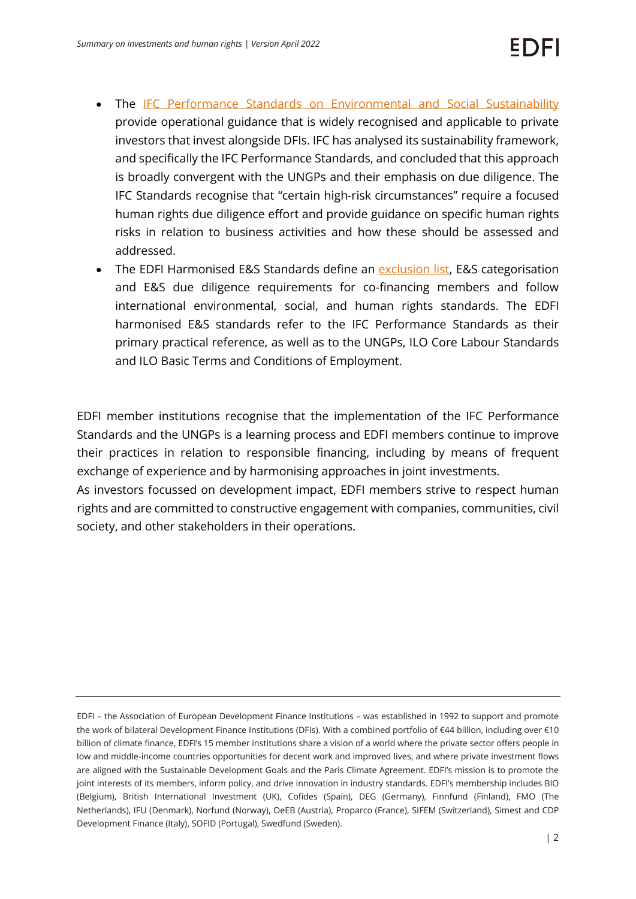- The [IFC Performance Standards on Environmental and Social Sustainability]() provide operational guidance that is widely recognised and applicable to private investors that invest alongside DFIs. IFC has analysed its sustainability framework, and specifically the IFC Performance Standards, and concluded that this approach is broadly convergent with the UNGPs and their emphasis on due diligence. The IFC Standards recognise that "certain high-risk circumstances" require a focused human rights due diligence effort and provide guidance on specific human rights risks in relation to business activities and how these should be assessed and addressed.
- The EDFI Harmonised E&S Standards define an [exclusion list](), E&S categorisation and E&S due diligence requirements for co-financing members and follow international environmental, social, and human rights standards. The EDFI harmonised E&S standards refer to the IFC Performance Standards as their primary practical reference, as well as to the UNGPs, ILO Core Labour Standards and ILO Basic Terms and Conditions of Employment.

EDFI member institutions recognise that the implementation of the IFC Performance Standards and the UNGPs is a learning process and EDFI members continue to improve their practices in relation to responsible financing, including by means of frequent exchange of experience and by harmonising approaches in joint investments.
As investors focussed on development impact, EDFI members strive to respect human rights and are committed to constructive engagement with companies, communities, civil society, and other stakeholders in their operations.

---

EDFI – the Association of European Development Finance Institutions – was established in 1992 to support and promote the work of bilateral Development Finance Institutions (DFIs). With a combined portfolio of €44 billion, including over €10 billion of climate finance, EDFI's 15 member institutions share a vision of a world where the private sector offers people in low and middle-income countries opportunities for decent work and improved lives, and where private investment flows are aligned with the Sustainable Development Goals and the Paris Climate Agreement. EDFI's mission is to promote the joint interests of its members, inform policy, and drive innovation in industry standards. EDFI's membership includes BIO (Belgium), British International Investment (UK), Cofides (Spain), DEG (Germany), Finnfund (Finland), FMO (The Netherlands), IFU (Denmark), Norfund (Norway), OeEB (Austria), Proparco (France), SIFEM (Switzerland), Simest and CDP Development Finance (Italy), SOFID (Portugal), Swedfund (Sweden).